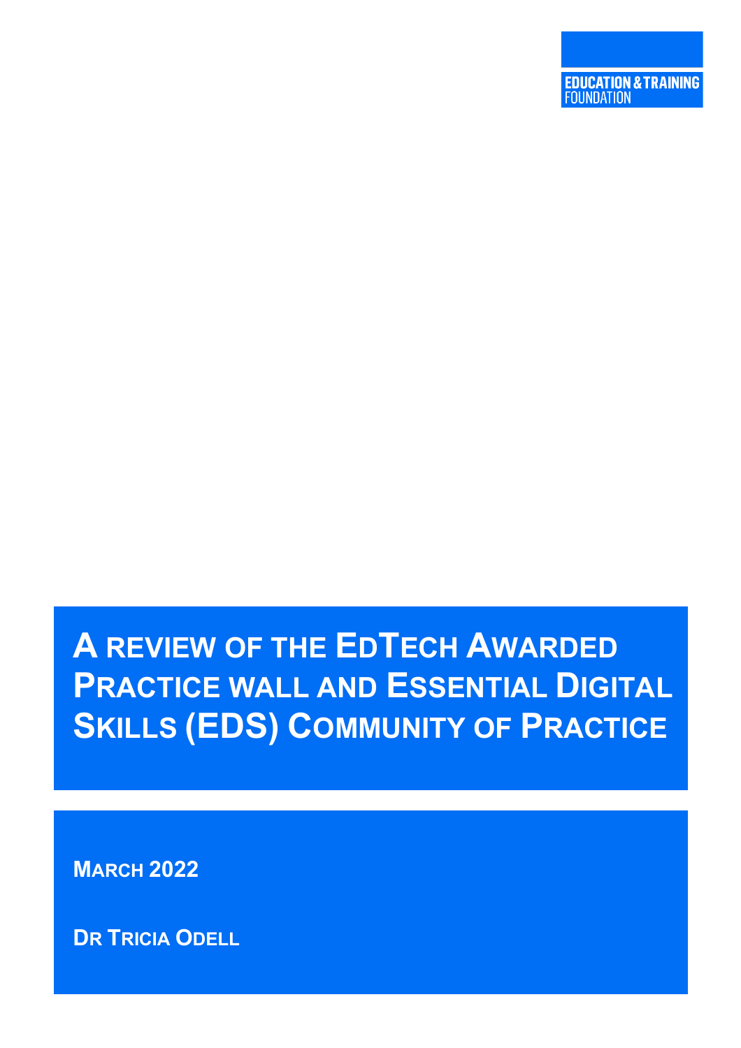EDUCATION & TRAINING FOUNDATION

# A review of the EdTech Awarded Practice wall and Essential Digital Skills (EDS) Community of Practice

**March 2022**

**Dr Tricia Odell**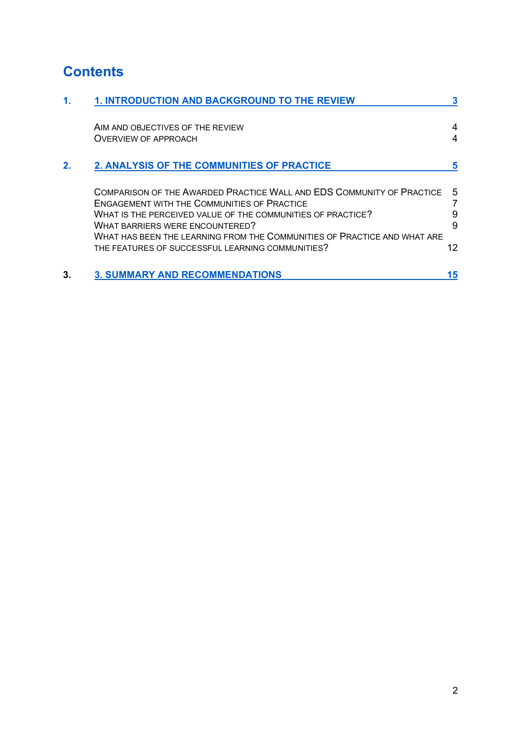# Contents

| | | |
|---|---|---|
| **1.** | **1. INTRODUCTION AND BACKGROUND TO THE REVIEW** | **3** |
| | AIM AND OBJECTIVES OF THE REVIEW | 4 |
| | OVERVIEW OF APPROACH | 4 |
| **2.** | **2. ANALYSIS OF THE COMMUNITIES OF PRACTICE** | **5** |
| | COMPARISON OF THE AWARDED PRACTICE WALL AND EDS COMMUNITY OF PRACTICE | 5 |
| | ENGAGEMENT WITH THE COMMUNITIES OF PRACTICE | 7 |
| | WHAT IS THE PERCEIVED VALUE OF THE COMMUNITIES OF PRACTICE? | 9 |
| | WHAT BARRIERS WERE ENCOUNTERED? | 9 |
| | WHAT HAS BEEN THE LEARNING FROM THE COMMUNITIES OF PRACTICE AND WHAT ARE THE FEATURES OF SUCCESSFUL LEARNING COMMUNITIES? | 12 |
| **3.** | **3. SUMMARY AND RECOMMENDATIONS** | **15** |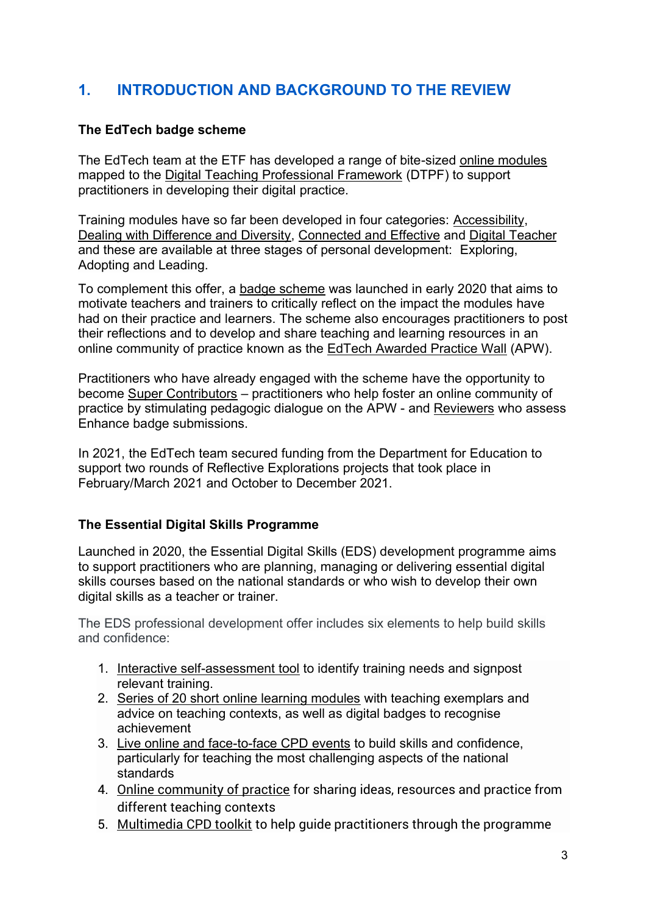# 1. INTRODUCTION AND BACKGROUND TO THE REVIEW

### The EdTech badge scheme

The EdTech team at the ETF has developed a range of bite-sized online modules mapped to the Digital Teaching Professional Framework (DTPF) to support practitioners in developing their digital practice.

Training modules have so far been developed in four categories: Accessibility, Dealing with Difference and Diversity, Connected and Effective and Digital Teacher and these are available at three stages of personal development: Exploring, Adopting and Leading.

To complement this offer, a badge scheme was launched in early 2020 that aims to motivate teachers and trainers to critically reflect on the impact the modules have had on their practice and learners. The scheme also encourages practitioners to post their reflections and to develop and share teaching and learning resources in an online community of practice known as the EdTech Awarded Practice Wall (APW).

Practitioners who have already engaged with the scheme have the opportunity to become Super Contributors – practitioners who help foster an online community of practice by stimulating pedagogic dialogue on the APW - and Reviewers who assess Enhance badge submissions.

In 2021, the EdTech team secured funding from the Department for Education to support two rounds of Reflective Explorations projects that took place in February/March 2021 and October to December 2021.

### The Essential Digital Skills Programme

Launched in 2020, the Essential Digital Skills (EDS) development programme aims to support practitioners who are planning, managing or delivering essential digital skills courses based on the national standards or who wish to develop their own digital skills as a teacher or trainer.

The EDS professional development offer includes six elements to help build skills and confidence:

1. Interactive self-assessment tool to identify training needs and signpost relevant training.
2. Series of 20 short online learning modules with teaching exemplars and advice on teaching contexts, as well as digital badges to recognise achievement
3. Live online and face-to-face CPD events to build skills and confidence, particularly for teaching the most challenging aspects of the national standards
4. Online community of practice for sharing ideas, resources and practice from different teaching contexts
5. Multimedia CPD toolkit to help guide practitioners through the programme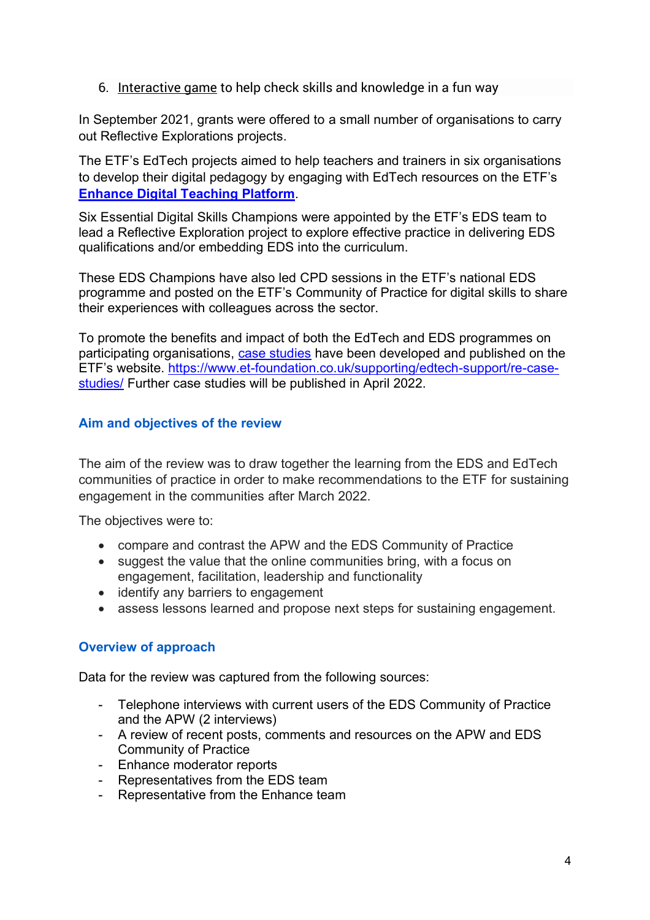6. [Interactive game](#) to help check skills and knowledge in a fun way

In September 2021, grants were offered to a small number of organisations to carry out Reflective Explorations projects.

The ETF's EdTech projects aimed to help teachers and trainers in six organisations to develop their digital pedagogy by engaging with EdTech resources on the ETF's **Enhance Digital Teaching Platform**.

Six Essential Digital Skills Champions were appointed by the ETF's EDS team to lead a Reflective Exploration project to explore effective practice in delivering EDS qualifications and/or embedding EDS into the curriculum.

These EDS Champions have also led CPD sessions in the ETF's national EDS programme and posted on the ETF's Community of Practice for digital skills to share their experiences with colleagues across the sector.

To promote the benefits and impact of both the EdTech and EDS programmes on participating organisations, case studies have been developed and published on the ETF's website. https://www.et-foundation.co.uk/supporting/edtech-support/re-case-studies/ Further case studies will be published in April 2022.

## Aim and objectives of the review

The aim of the review was to draw together the learning from the EDS and EdTech communities of practice in order to make recommendations to the ETF for sustaining engagement in the communities after March 2022.

The objectives were to:

- compare and contrast the APW and the EDS Community of Practice
- suggest the value that the online communities bring, with a focus on engagement, facilitation, leadership and functionality
- identify any barriers to engagement
- assess lessons learned and propose next steps for sustaining engagement.

## Overview of approach

Data for the review was captured from the following sources:

- Telephone interviews with current users of the EDS Community of Practice and the APW (2 interviews)
- A review of recent posts, comments and resources on the APW and EDS Community of Practice
- Enhance moderator reports
- Representatives from the EDS team
- Representative from the Enhance team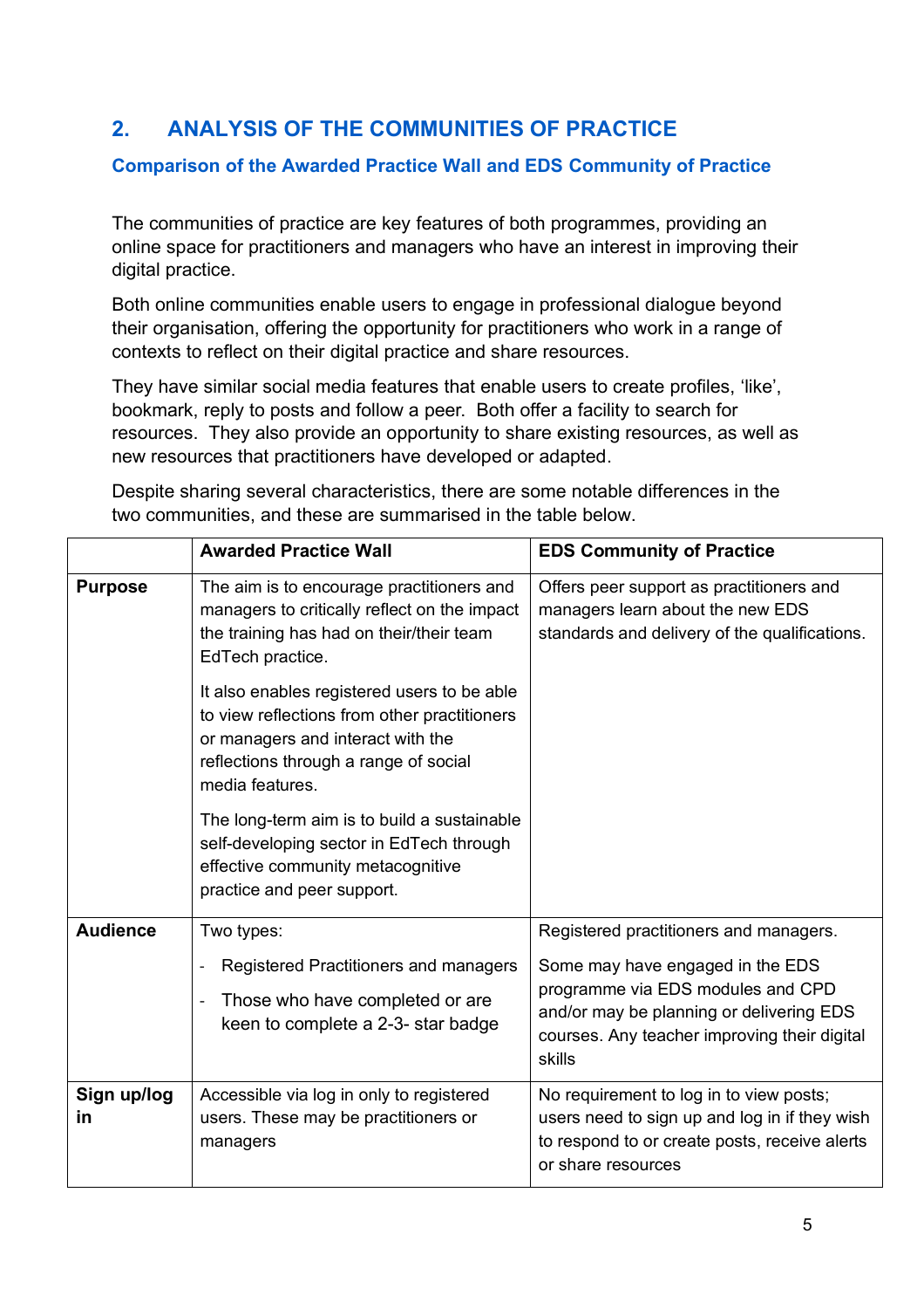## 2. ANALYSIS OF THE COMMUNITIES OF PRACTICE

### Comparison of the Awarded Practice Wall and EDS Community of Practice

The communities of practice are key features of both programmes, providing an online space for practitioners and managers who have an interest in improving their digital practice.

Both online communities enable users to engage in professional dialogue beyond their organisation, offering the opportunity for practitioners who work in a range of contexts to reflect on their digital practice and share resources.

They have similar social media features that enable users to create profiles, 'like', bookmark, reply to posts and follow a peer. Both offer a facility to search for resources. They also provide an opportunity to share existing resources, as well as new resources that practitioners have developed or adapted.

Despite sharing several characteristics, there are some notable differences in the two communities, and these are summarised in the table below.

| | Awarded Practice Wall | EDS Community of Practice |
|---|---|---|
| **Purpose** | The aim is to encourage practitioners and managers to critically reflect on the impact the training has had on their/their team EdTech practice.<br><br>It also enables registered users to be able to view reflections from other practitioners or managers and interact with the reflections through a range of social media features.<br><br>The long-term aim is to build a sustainable self-developing sector in EdTech through effective community metacognitive practice and peer support. | Offers peer support as practitioners and managers learn about the new EDS standards and delivery of the qualifications. |
| **Audience** | Two types:<br>- Registered Practitioners and managers<br>- Those who have completed or are keen to complete a 2-3- star badge | Registered practitioners and managers.<br><br>Some may have engaged in the EDS programme via EDS modules and CPD and/or may be planning or delivering EDS courses. Any teacher improving their digital skills |
| **Sign up/log in** | Accessible via log in only to registered users. These may be practitioners or managers | No requirement to log in to view posts; users need to sign up and log in if they wish to respond to or create posts, receive alerts or share resources |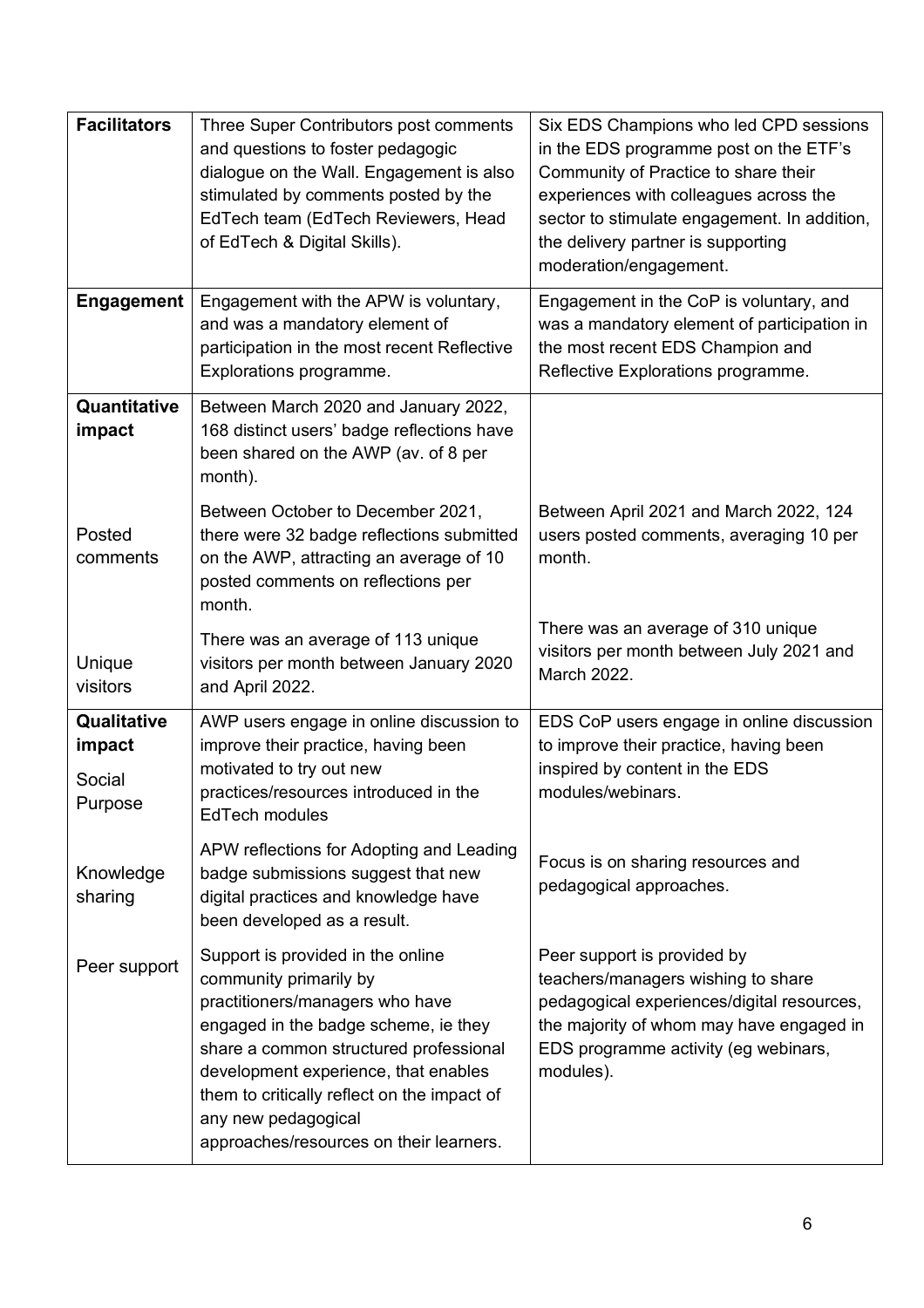| **Facilitators** | Three Super Contributors post comments and questions to foster pedagogic dialogue on the Wall. Engagement is also stimulated by comments posted by the EdTech team (EdTech Reviewers, Head of EdTech & Digital Skills). | Six EDS Champions who led CPD sessions in the EDS programme post on the ETF's Community of Practice to share their experiences with colleagues across the sector to stimulate engagement. In addition, the delivery partner is supporting moderation/engagement. |
|---|---|---|
| **Engagement** | Engagement with the APW is voluntary, and was a mandatory element of participation in the most recent Reflective Explorations programme. | Engagement in the CoP is voluntary, and was a mandatory element of participation in the most recent EDS Champion and Reflective Explorations programme. |
| **Quantitative impact** | Between March 2020 and January 2022, 168 distinct users' badge reflections have been shared on the AWP (av. of 8 per month). | |
| Posted comments | Between October to December 2021, there were 32 badge reflections submitted on the AWP, attracting an average of 10 posted comments on reflections per month. | Between April 2021 and March 2022, 124 users posted comments, averaging 10 per month. |
| Unique visitors | There was an average of 113 unique visitors per month between January 2020 and April 2022. | There was an average of 310 unique visitors per month between July 2021 and March 2022. |
| **Qualitative impact**<br><br>Social Purpose | AWP users engage in online discussion to improve their practice, having been motivated to try out new practices/resources introduced in the EdTech modules | EDS CoP users engage in online discussion to improve their practice, having been inspired by content in the EDS modules/webinars. |
| Knowledge sharing | APW reflections for Adopting and Leading badge submissions suggest that new digital practices and knowledge have been developed as a result. | Focus is on sharing resources and pedagogical approaches. |
| Peer support | Support is provided in the online community primarily by practitioners/managers who have engaged in the badge scheme, ie they share a common structured professional development experience, that enables them to critically reflect on the impact of any new pedagogical approaches/resources on their learners. | Peer support is provided by teachers/managers wishing to share pedagogical experiences/digital resources, the majority of whom may have engaged in EDS programme activity (eg webinars, modules). |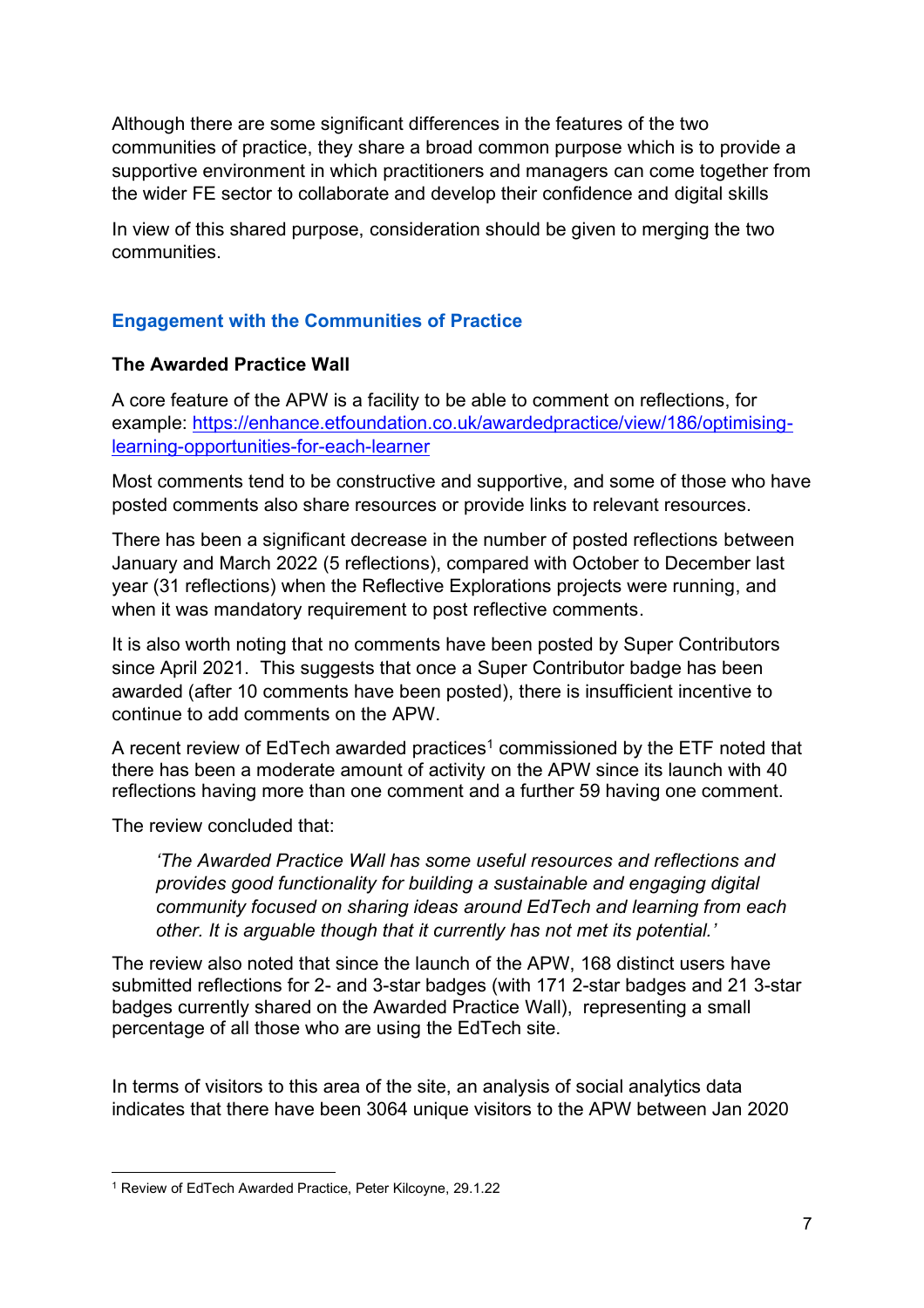Although there are some significant differences in the features of the two communities of practice, they share a broad common purpose which is to provide a supportive environment in which practitioners and managers can come together from the wider FE sector to collaborate and develop their confidence and digital skills

In view of this shared purpose, consideration should be given to merging the two communities.

## Engagement with the Communities of Practice

**The Awarded Practice Wall**

A core feature of the APW is a facility to be able to comment on reflections, for example: https://enhance.etfoundation.co.uk/awardedpractice/view/186/optimising-learning-opportunities-for-each-learner

Most comments tend to be constructive and supportive, and some of those who have posted comments also share resources or provide links to relevant resources.

There has been a significant decrease in the number of posted reflections between January and March 2022 (5 reflections), compared with October to December last year (31 reflections) when the Reflective Explorations projects were running, and when it was mandatory requirement to post reflective comments.

It is also worth noting that no comments have been posted by Super Contributors since April 2021. This suggests that once a Super Contributor badge has been awarded (after 10 comments have been posted), there is insufficient incentive to continue to add comments on the APW.

A recent review of EdTech awarded practices[1] commissioned by the ETF noted that there has been a moderate amount of activity on the APW since its launch with 40 reflections having more than one comment and a further 59 having one comment.

The review concluded that:

> *'The Awarded Practice Wall has some useful resources and reflections and provides good functionality for building a sustainable and engaging digital community focused on sharing ideas around EdTech and learning from each other. It is arguable though that it currently has not met its potential.'*

The review also noted that since the launch of the APW, 168 distinct users have submitted reflections for 2- and 3-star badges (with 171 2-star badges and 21 3-star badges currently shared on the Awarded Practice Wall), representing a small percentage of all those who are using the EdTech site.

In terms of visitors to this area of the site, an analysis of social analytics data indicates that there have been 3064 unique visitors to the APW between Jan 2020

[1] Review of EdTech Awarded Practice, Peter Kilcoyne, 29.1.22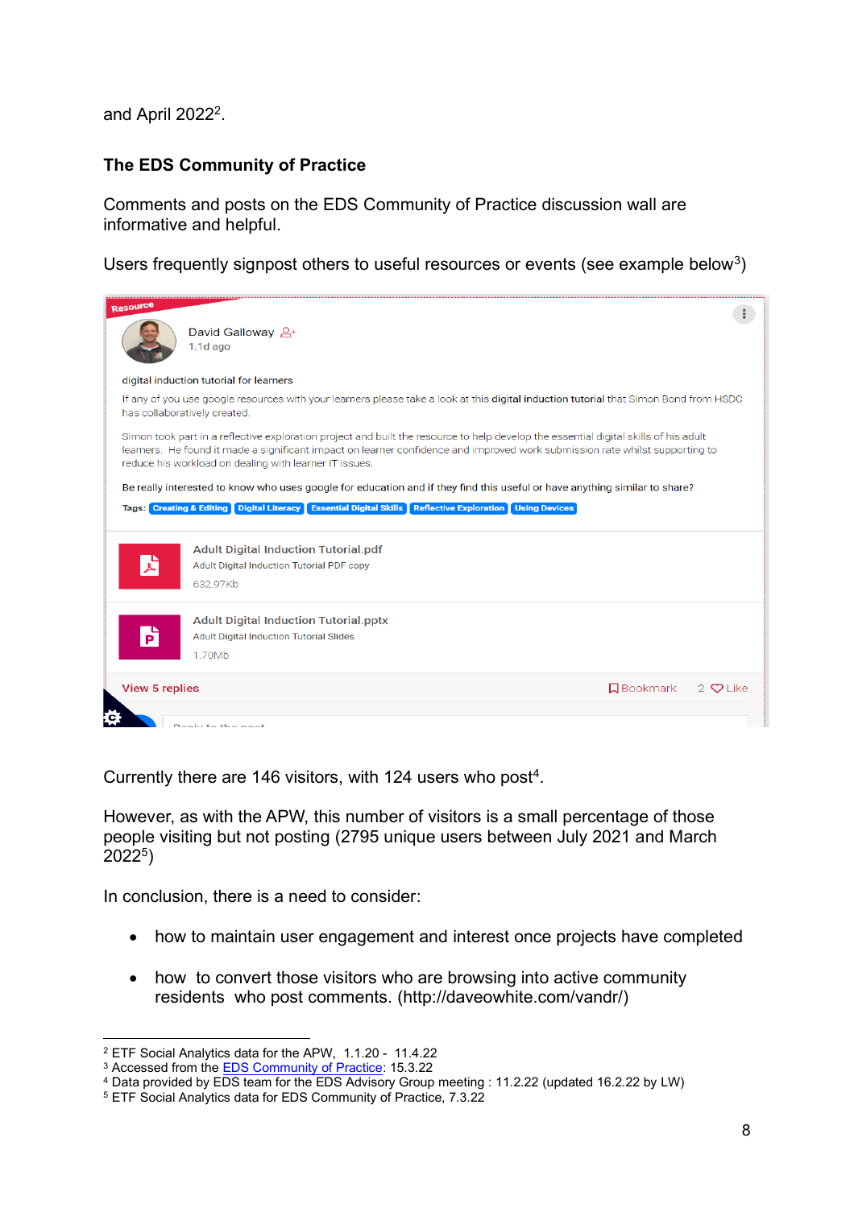and April 2022[2].

## The EDS Community of Practice

Comments and posts on the EDS Community of Practice discussion wall are informative and helpful.

Users frequently signpost others to useful resources or events (see example below[3])

> Resource
>
> David Galloway
> 1.1d ago
>
> digital induction tutorial for learners
>
> If any of you use google resources with your learners please take a look at this **digital induction tutorial** that Simon Bond from HSDC has collaboratively created.
>
> Simon took part in a reflective exploration project and built the resource to help develop the essential digital skills of his adult learners. He found it made a significant impact on learner confidence and improved work submission rate whilst supporting to reduce his workload on dealing with learner IT issues.
>
> **Be really interested to know who uses google for education and if they find this useful or have anything similar to share?**
>
> Tags: Creating & Editing | Digital Literacy | Essential Digital Skills | Reflective Exploration | Using Devices
>
> Adult Digital Induction Tutorial.pdf
> Adult Digital Induction Tutorial PDF copy
> 632.97Kb
>
> Adult Digital Induction Tutorial.pptx
> Adult Digital Induction Tutorial Slides
> 1.70Mb
>
> View 5 replies | Bookmark | 2 Like

Currently there are 146 visitors, with 124 users who post[4].

However, as with the APW, this number of visitors is a small percentage of those people visiting but not posting (2795 unique users between July 2021 and March 2022[5])

In conclusion, there is a need to consider:

- how to maintain user engagement and interest once projects have completed
- how to convert those visitors who are browsing into active community residents who post comments. (http://daveowhite.com/vandr/)

---

[2] ETF Social Analytics data for the APW, 1.1.20 - 11.4.22
[3] Accessed from the EDS Community of Practice: 15.3.22
[4] Data provided by EDS team for the EDS Advisory Group meeting : 11.2.22 (updated 16.2.22 by LW)
[5] ETF Social Analytics data for EDS Community of Practice, 7.3.22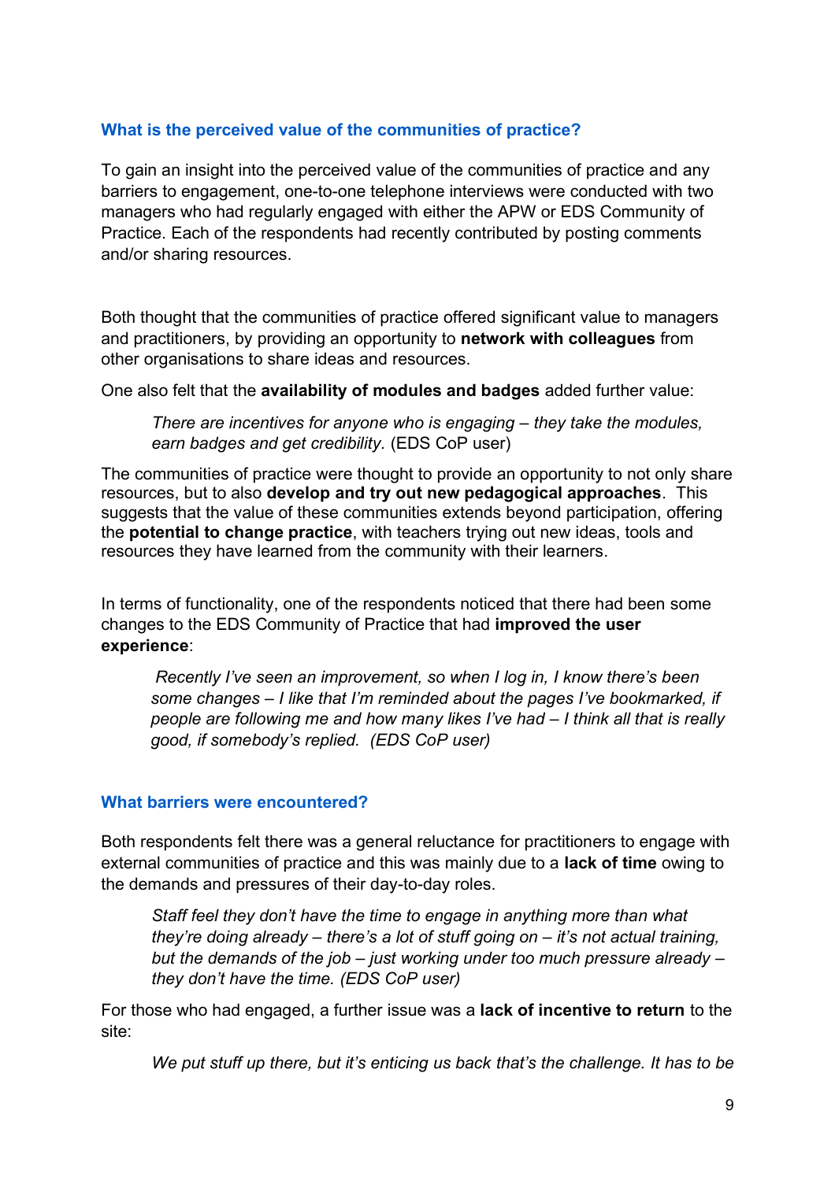### What is the perceived value of the communities of practice?

To gain an insight into the perceived value of the communities of practice and any barriers to engagement, one-to-one telephone interviews were conducted with two managers who had regularly engaged with either the APW or EDS Community of Practice. Each of the respondents had recently contributed by posting comments and/or sharing resources.

Both thought that the communities of practice offered significant value to managers and practitioners, by providing an opportunity to **network with colleagues** from other organisations to share ideas and resources.

One also felt that the **availability of modules and badges** added further value:

> *There are incentives for anyone who is engaging – they take the modules, earn badges and get credibility.* (EDS CoP user)

The communities of practice were thought to provide an opportunity to not only share resources, but to also **develop and try out new pedagogical approaches**. This suggests that the value of these communities extends beyond participation, offering the **potential to change practice**, with teachers trying out new ideas, tools and resources they have learned from the community with their learners.

In terms of functionality, one of the respondents noticed that there had been some changes to the EDS Community of Practice that had **improved the user experience**:

> *Recently I've seen an improvement, so when I log in, I know there's been some changes – I like that I'm reminded about the pages I've bookmarked, if people are following me and how many likes I've had – I think all that is really good, if somebody's replied. (EDS CoP user)*

### What barriers were encountered?

Both respondents felt there was a general reluctance for practitioners to engage with external communities of practice and this was mainly due to a **lack of time** owing to the demands and pressures of their day-to-day roles.

> *Staff feel they don't have the time to engage in anything more than what they're doing already – there's a lot of stuff going on – it's not actual training, but the demands of the job – just working under too much pressure already – they don't have the time. (EDS CoP user)*

For those who had engaged, a further issue was a **lack of incentive to return** to the site:

> *We put stuff up there, but it's enticing us back that's the challenge. It has to be*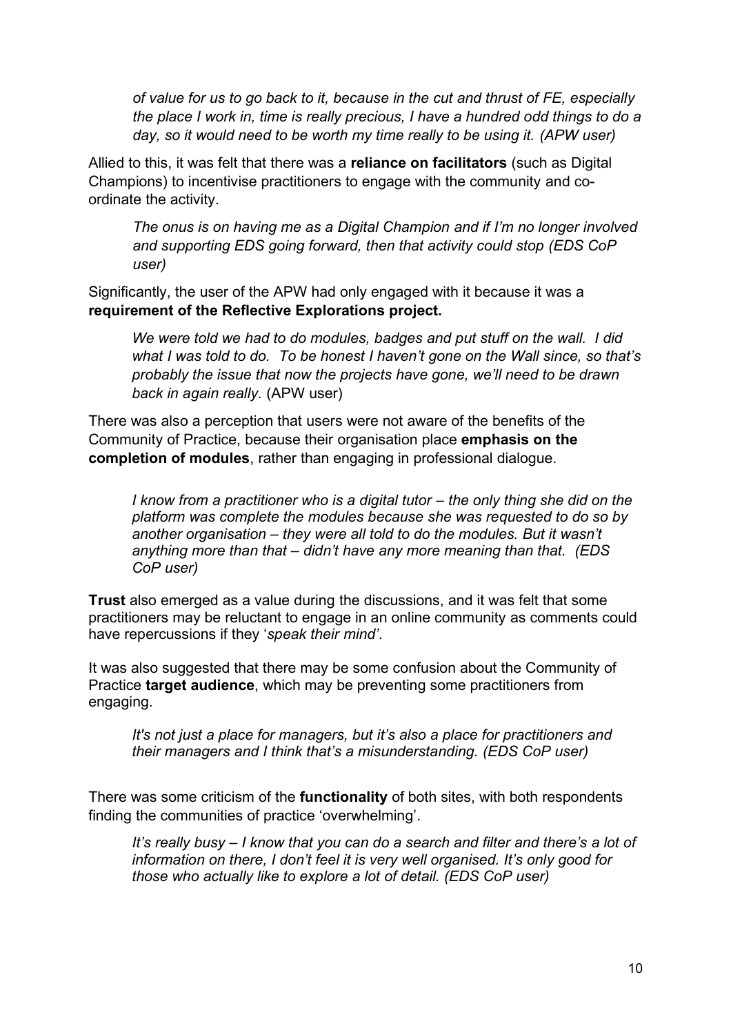*of value for us to go back to it, because in the cut and thrust of FE, especially the place I work in, time is really precious, I have a hundred odd things to do a day, so it would need to be worth my time really to be using it. (APW user)*

Allied to this, it was felt that there was a **reliance on facilitators** (such as Digital Champions) to incentivise practitioners to engage with the community and co-ordinate the activity.

> *The onus is on having me as a Digital Champion and if I'm no longer involved and supporting EDS going forward, then that activity could stop (EDS CoP user)*

Significantly, the user of the APW had only engaged with it because it was a **requirement of the Reflective Explorations project.**

> *We were told we had to do modules, badges and put stuff on the wall. I did what I was told to do. To be honest I haven't gone on the Wall since, so that's probably the issue that now the projects have gone, we'll need to be drawn back in again really.* (APW user)

There was also a perception that users were not aware of the benefits of the Community of Practice, because their organisation place **emphasis on the completion of modules**, rather than engaging in professional dialogue.

> *I know from a practitioner who is a digital tutor – the only thing she did on the platform was complete the modules because she was requested to do so by another organisation – they were all told to do the modules. But it wasn't anything more than that – didn't have any more meaning than that. (EDS CoP user)*

**Trust** also emerged as a value during the discussions, and it was felt that some practitioners may be reluctant to engage in an online community as comments could have repercussions if they '*speak their mind'*.

It was also suggested that there may be some confusion about the Community of Practice **target audience**, which may be preventing some practitioners from engaging.

> *It's not just a place for managers, but it's also a place for practitioners and their managers and I think that's a misunderstanding. (EDS CoP user)*

There was some criticism of the **functionality** of both sites, with both respondents finding the communities of practice 'overwhelming'.

> *It's really busy – I know that you can do a search and filter and there's a lot of information on there, I don't feel it is very well organised. It's only good for those who actually like to explore a lot of detail. (EDS CoP user)*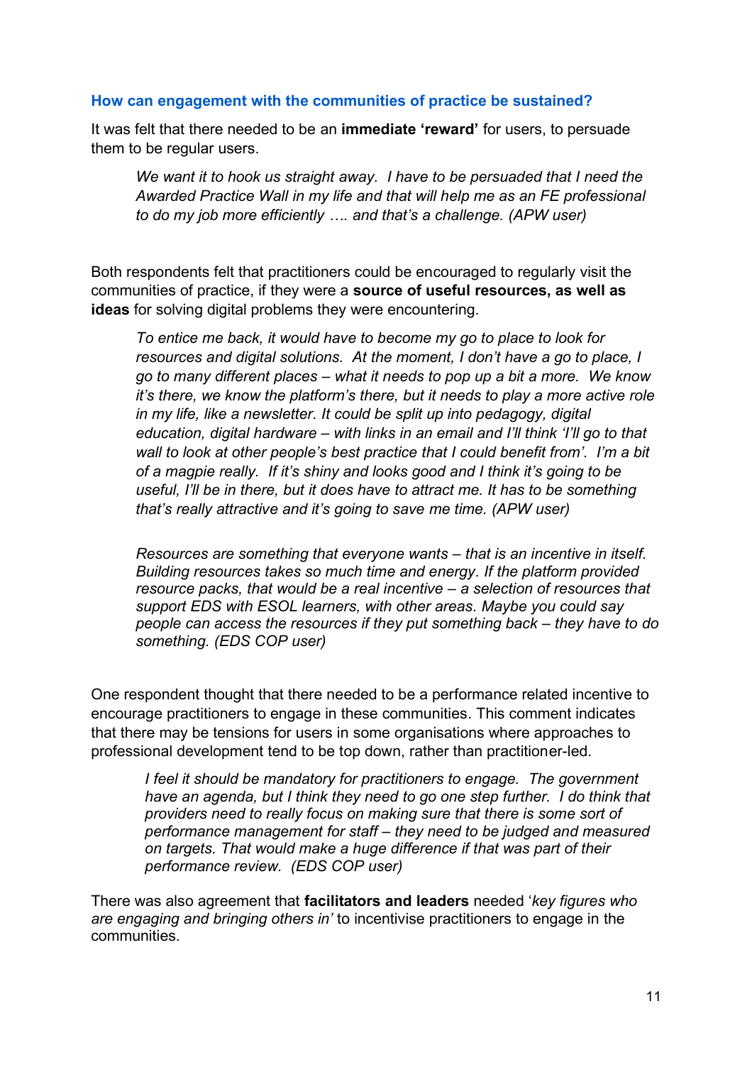### How can engagement with the communities of practice be sustained?

It was felt that there needed to be an **immediate 'reward'** for users, to persuade them to be regular users.

> *We want it to hook us straight away. I have to be persuaded that I need the Awarded Practice Wall in my life and that will help me as an FE professional to do my job more efficiently …. and that's a challenge. (APW user)*

Both respondents felt that practitioners could be encouraged to regularly visit the communities of practice, if they were a **source of useful resources, as well as ideas** for solving digital problems they were encountering.

> *To entice me back, it would have to become my go to place to look for resources and digital solutions. At the moment, I don't have a go to place, I go to many different places – what it needs to pop up a bit a more. We know it's there, we know the platform's there, but it needs to play a more active role in my life, like a newsletter. It could be split up into pedagogy, digital education, digital hardware – with links in an email and I'll think 'I'll go to that wall to look at other people's best practice that I could benefit from'. I'm a bit of a magpie really. If it's shiny and looks good and I think it's going to be useful, I'll be in there, but it does have to attract me. It has to be something that's really attractive and it's going to save me time. (APW user)*

> *Resources are something that everyone wants – that is an incentive in itself. Building resources takes so much time and energy. If the platform provided resource packs, that would be a real incentive – a selection of resources that support EDS with ESOL learners, with other areas. Maybe you could say people can access the resources if they put something back – they have to do something. (EDS COP user)*

One respondent thought that there needed to be a performance related incentive to encourage practitioners to engage in these communities. This comment indicates that there may be tensions for users in some organisations where approaches to professional development tend to be top down, rather than practitioner-led.

> *I feel it should be mandatory for practitioners to engage. The government have an agenda, but I think they need to go one step further. I do think that providers need to really focus on making sure that there is some sort of performance management for staff – they need to be judged and measured on targets. That would make a huge difference if that was part of their performance review. (EDS COP user)*

There was also agreement that **facilitators and leaders** needed '*key figures who are engaging and bringing others in'* to incentivise practitioners to engage in the communities.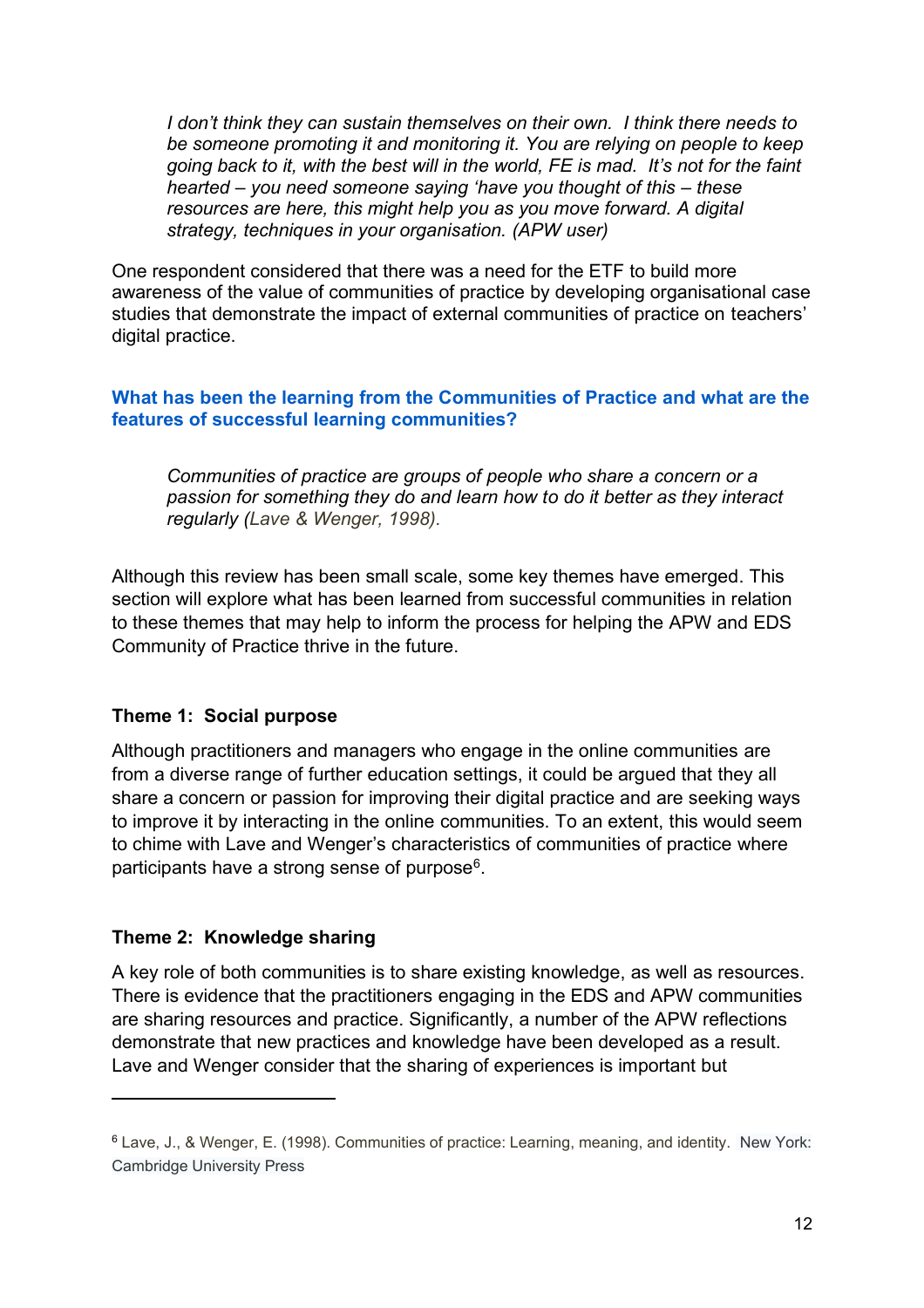> *I don't think they can sustain themselves on their own. I think there needs to be someone promoting it and monitoring it. You are relying on people to keep going back to it, with the best will in the world, FE is mad. It's not for the faint hearted – you need someone saying 'have you thought of this – these resources are here, this might help you as you move forward. A digital strategy, techniques in your organisation. (APW user)*

One respondent considered that there was a need for the ETF to build more awareness of the value of communities of practice by developing organisational case studies that demonstrate the impact of external communities of practice on teachers' digital practice.

## What has been the learning from the Communities of Practice and what are the features of successful learning communities?

> *Communities of practice are groups of people who share a concern or a passion for something they do and learn how to do it better as they interact regularly (Lave & Wenger, 1998).*

Although this review has been small scale, some key themes have emerged. This section will explore what has been learned from successful communities in relation to these themes that may help to inform the process for helping the APW and EDS Community of Practice thrive in the future.

### Theme 1: Social purpose

Although practitioners and managers who engage in the online communities are from a diverse range of further education settings, it could be argued that they all share a concern or passion for improving their digital practice and are seeking ways to improve it by interacting in the online communities. To an extent, this would seem to chime with Lave and Wenger's characteristics of communities of practice where participants have a strong sense of purpose[6].

### Theme 2: Knowledge sharing

A key role of both communities is to share existing knowledge, as well as resources. There is evidence that the practitioners engaging in the EDS and APW communities are sharing resources and practice. Significantly, a number of the APW reflections demonstrate that new practices and knowledge have been developed as a result. Lave and Wenger consider that the sharing of experiences is important but

---

[6] Lave, J., & Wenger, E. (1998). Communities of practice: Learning, meaning, and identity. New York: Cambridge University Press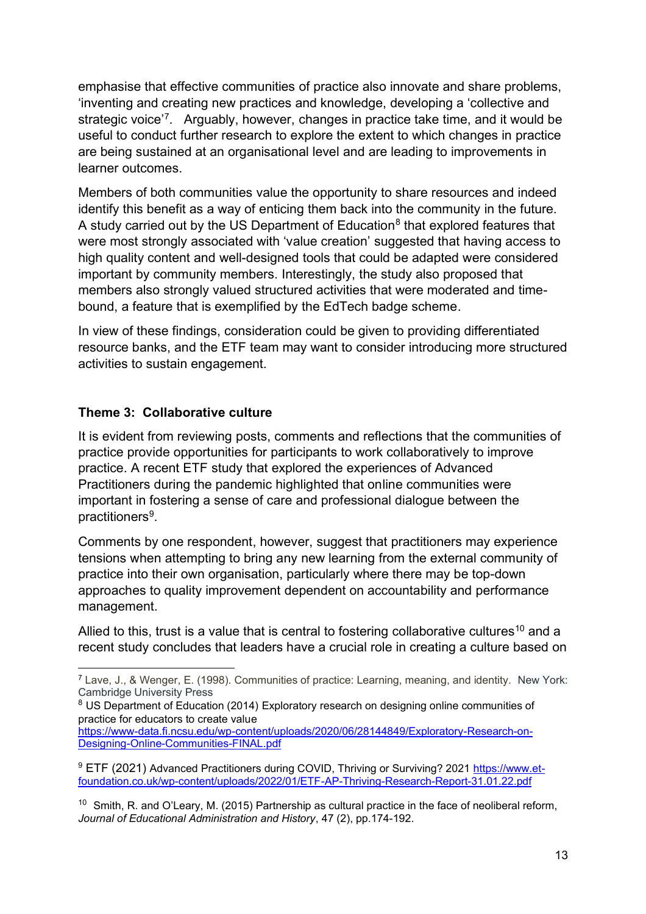emphasise that effective communities of practice also innovate and share problems, 'inventing and creating new practices and knowledge, developing a 'collective and strategic voice'[7]. Arguably, however, changes in practice take time, and it would be useful to conduct further research to explore the extent to which changes in practice are being sustained at an organisational level and are leading to improvements in learner outcomes.

Members of both communities value the opportunity to share resources and indeed identify this benefit as a way of enticing them back into the community in the future. A study carried out by the US Department of Education[8] that explored features that were most strongly associated with 'value creation' suggested that having access to high quality content and well-designed tools that could be adapted were considered important by community members. Interestingly, the study also proposed that members also strongly valued structured activities that were moderated and time-bound, a feature that is exemplified by the EdTech badge scheme.

In view of these findings, consideration could be given to providing differentiated resource banks, and the ETF team may want to consider introducing more structured activities to sustain engagement.

**Theme 3: Collaborative culture**

It is evident from reviewing posts, comments and reflections that the communities of practice provide opportunities for participants to work collaboratively to improve practice. A recent ETF study that explored the experiences of Advanced Practitioners during the pandemic highlighted that online communities were important in fostering a sense of care and professional dialogue between the practitioners[9].

Comments by one respondent, however, suggest that practitioners may experience tensions when attempting to bring any new learning from the external community of practice into their own organisation, particularly where there may be top-down approaches to quality improvement dependent on accountability and performance management.

Allied to this, trust is a value that is central to fostering collaborative cultures[10] and a recent study concludes that leaders have a crucial role in creating a culture based on

---

[7] Lave, J., & Wenger, E. (1998). Communities of practice: Learning, meaning, and identity. New York: Cambridge University Press

[8] US Department of Education (2014) Exploratory research on designing online communities of practice for educators to create value https://www-data.fi.ncsu.edu/wp-content/uploads/2020/06/28144849/Exploratory-Research-on-Designing-Online-Communities-FINAL.pdf

[9] ETF (2021) Advanced Practitioners during COVID, Thriving or Surviving? 2021 https://www.et-foundation.co.uk/wp-content/uploads/2022/01/ETF-AP-Thriving-Research-Report-31.01.22.pdf

[10] Smith, R. and O'Leary, M. (2015) Partnership as cultural practice in the face of neoliberal reform, *Journal of Educational Administration and History*, 47 (2), pp.174-192.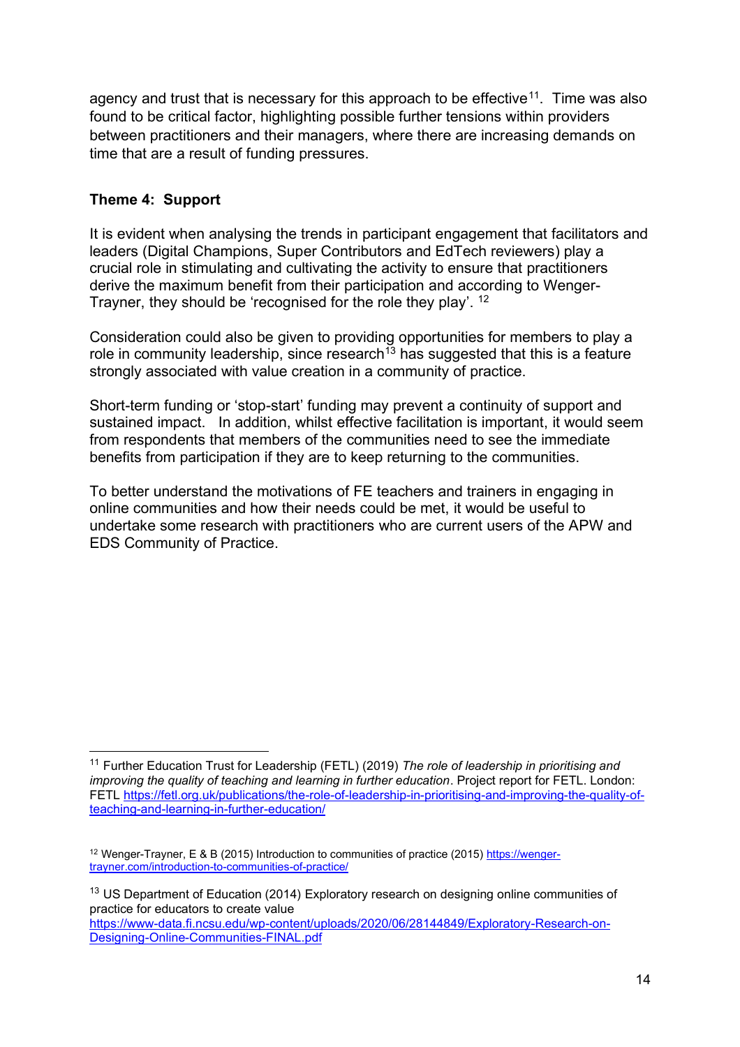agency and trust that is necessary for this approach to be effective[11]. Time was also found to be critical factor, highlighting possible further tensions within providers between practitioners and their managers, where there are increasing demands on time that are a result of funding pressures.

**Theme 4: Support**

It is evident when analysing the trends in participant engagement that facilitators and leaders (Digital Champions, Super Contributors and EdTech reviewers) play a crucial role in stimulating and cultivating the activity to ensure that practitioners derive the maximum benefit from their participation and according to Wenger-Trayner, they should be 'recognised for the role they play'. [12]

Consideration could also be given to providing opportunities for members to play a role in community leadership, since research[13] has suggested that this is a feature strongly associated with value creation in a community of practice.

Short-term funding or 'stop-start' funding may prevent a continuity of support and sustained impact. In addition, whilst effective facilitation is important, it would seem from respondents that members of the communities need to see the immediate benefits from participation if they are to keep returning to the communities.

To better understand the motivations of FE teachers and trainers in engaging in online communities and how their needs could be met, it would be useful to undertake some research with practitioners who are current users of the APW and EDS Community of Practice.

---

[11] Further Education Trust for Leadership (FETL) (2019) *The role of leadership in prioritising and improving the quality of teaching and learning in further education*. Project report for FETL. London: FETL https://fetl.org.uk/publications/the-role-of-leadership-in-prioritising-and-improving-the-quality-of-teaching-and-learning-in-further-education/

[12] Wenger-Trayner, E & B (2015) Introduction to communities of practice (2015) https://wenger-trayner.com/introduction-to-communities-of-practice/

[13] US Department of Education (2014) Exploratory research on designing online communities of practice for educators to create value https://www-data.fi.ncsu.edu/wp-content/uploads/2020/06/28144849/Exploratory-Research-on-Designing-Online-Communities-FINAL.pdf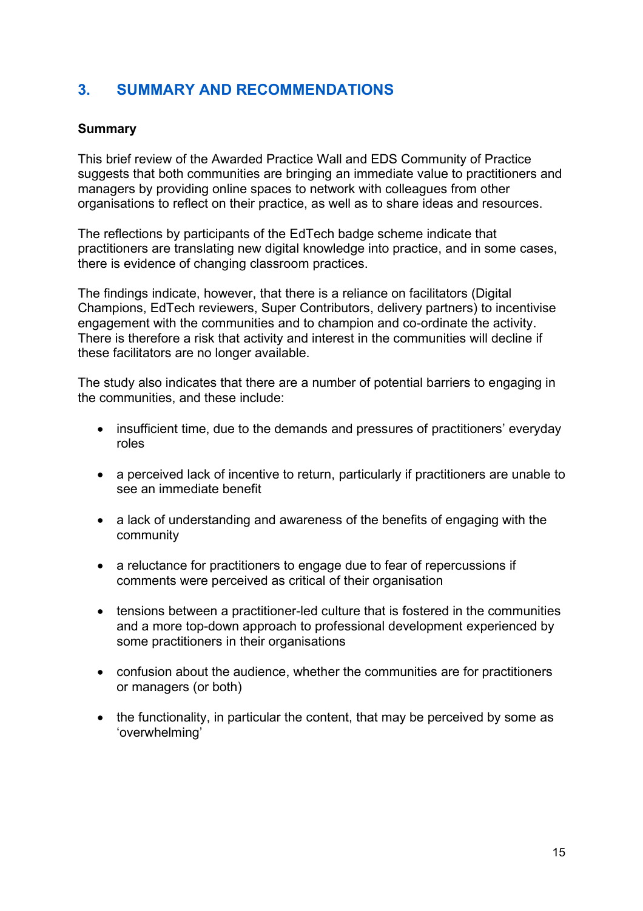## 3. SUMMARY AND RECOMMENDATIONS

### Summary

This brief review of the Awarded Practice Wall and EDS Community of Practice suggests that both communities are bringing an immediate value to practitioners and managers by providing online spaces to network with colleagues from other organisations to reflect on their practice, as well as to share ideas and resources.

The reflections by participants of the EdTech badge scheme indicate that practitioners are translating new digital knowledge into practice, and in some cases, there is evidence of changing classroom practices.

The findings indicate, however, that there is a reliance on facilitators (Digital Champions, EdTech reviewers, Super Contributors, delivery partners) to incentivise engagement with the communities and to champion and co-ordinate the activity. There is therefore a risk that activity and interest in the communities will decline if these facilitators are no longer available.

The study also indicates that there are a number of potential barriers to engaging in the communities, and these include:

- insufficient time, due to the demands and pressures of practitioners' everyday roles
- a perceived lack of incentive to return, particularly if practitioners are unable to see an immediate benefit
- a lack of understanding and awareness of the benefits of engaging with the community
- a reluctance for practitioners to engage due to fear of repercussions if comments were perceived as critical of their organisation
- tensions between a practitioner-led culture that is fostered in the communities and a more top-down approach to professional development experienced by some practitioners in their organisations
- confusion about the audience, whether the communities are for practitioners or managers (or both)
- the functionality, in particular the content, that may be perceived by some as 'overwhelming'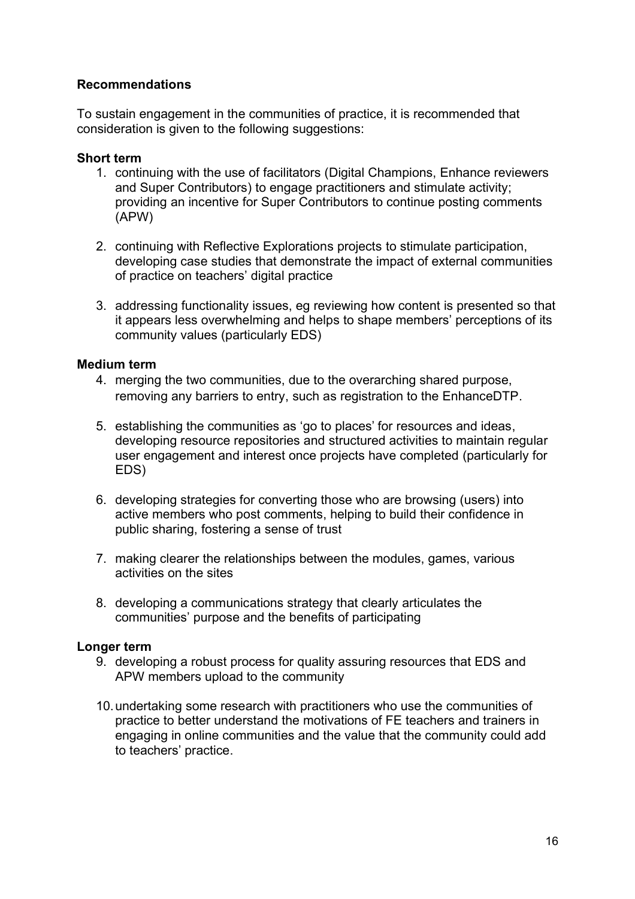## Recommendations

To sustain engagement in the communities of practice, it is recommended that consideration is given to the following suggestions:

**Short term**

1. continuing with the use of facilitators (Digital Champions, Enhance reviewers and Super Contributors) to engage practitioners and stimulate activity; providing an incentive for Super Contributors to continue posting comments (APW)

2. continuing with Reflective Explorations projects to stimulate participation, developing case studies that demonstrate the impact of external communities of practice on teachers' digital practice

3. addressing functionality issues, eg reviewing how content is presented so that it appears less overwhelming and helps to shape members' perceptions of its community values (particularly EDS)

**Medium term**

4. merging the two communities, due to the overarching shared purpose, removing any barriers to entry, such as registration to the EnhanceDTP.

5. establishing the communities as 'go to places' for resources and ideas, developing resource repositories and structured activities to maintain regular user engagement and interest once projects have completed (particularly for EDS)

6. developing strategies for converting those who are browsing (users) into active members who post comments, helping to build their confidence in public sharing, fostering a sense of trust

7. making clearer the relationships between the modules, games, various activities on the sites

8. developing a communications strategy that clearly articulates the communities' purpose and the benefits of participating

**Longer term**

9. developing a robust process for quality assuring resources that EDS and APW members upload to the community

10. undertaking some research with practitioners who use the communities of practice to better understand the motivations of FE teachers and trainers in engaging in online communities and the value that the community could add to teachers' practice.